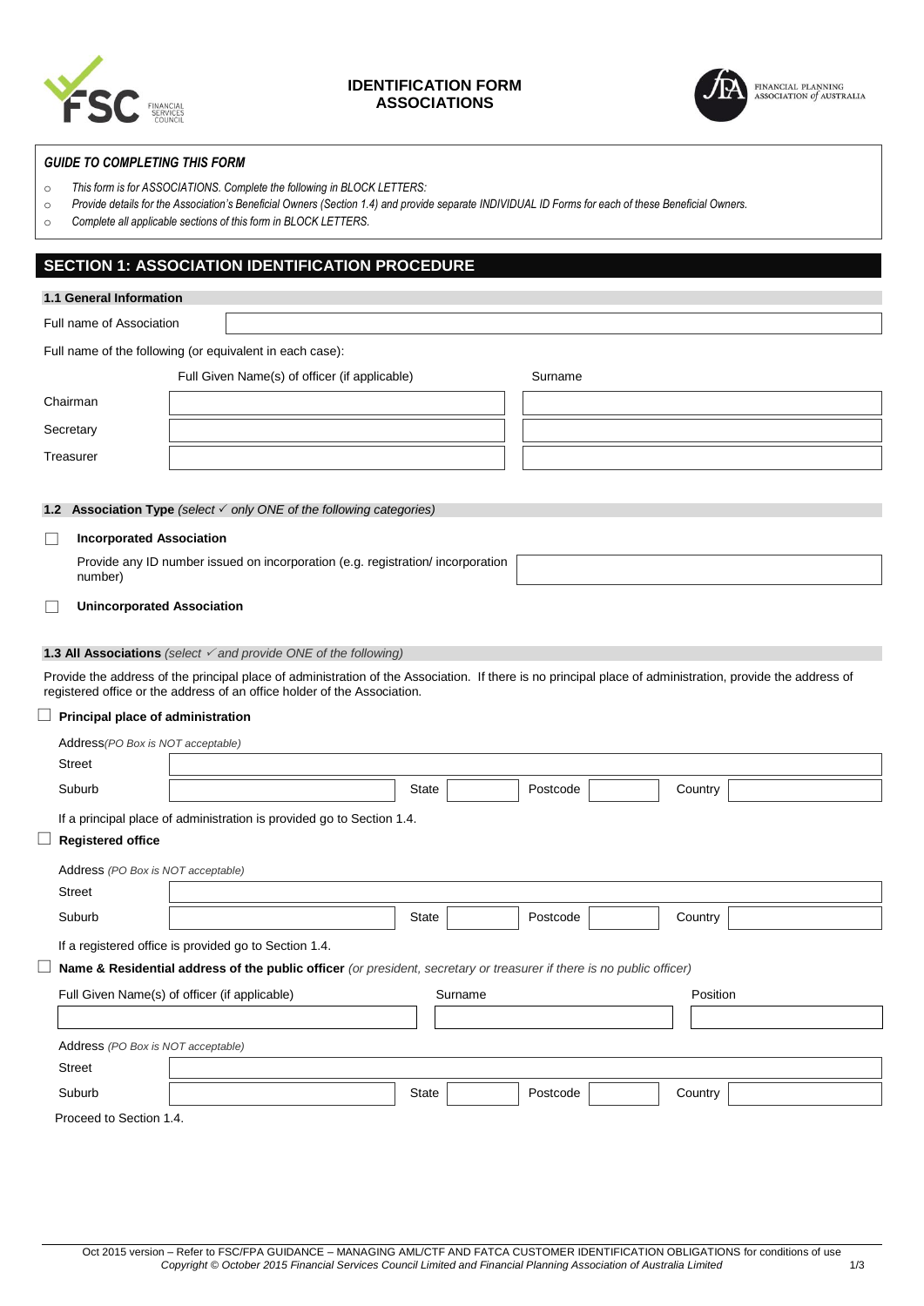# IDENTIFICATION FORM ASSOCIATIONS

FINANCIAL PLANNING ASSOCIATION *of* AUSTRALIA

***GUIDE TO COMPLETING THIS FORM***

- *This form is for ASSOCIATIONS. Complete the following in BLOCK LETTERS:*
- *Provide details for the Association's Beneficial Owners (Section 1.4) and provide separate INDIVIDUAL ID Forms for each of these Beneficial Owners.*
- *Complete all applicable sections of this form in BLOCK LETTERS.*

## SECTION 1: ASSOCIATION IDENTIFICATION PROCEDURE

### 1.1 General Information

Full name of Association

Full name of the following (or equivalent in each case):

| | Full Given Name(s) of officer (if applicable) | Surname |
|---|---|---|
| Chairman | | |
| Secretary | | |
| Treasurer | | |

### 1.2 Association Type *(select ✓ only ONE of the following categories)*

☐ **Incorporated Association**

Provide any ID number issued on incorporation (e.g. registration/ incorporation number)

☐ **Unincorporated Association**

### 1.3 All Associations *(select ✓ and provide ONE of the following)*

Provide the address of the principal place of administration of the Association. If there is no principal place of administration, provide the address of registered office or the address of an office holder of the Association.

☐ **Principal place of administration**

Address *(PO Box is NOT acceptable)*

| Street | | | | | | | |
|---|---|---|---|---|---|---|---|
| Suburb | | State | | Postcode | | Country | |

If a principal place of administration is provided go to Section 1.4.

☐ **Registered office**

Address *(PO Box is NOT acceptable)*

| Street | | | | | | | |
|---|---|---|---|---|---|---|---|
| Suburb | | State | | Postcode | | Country | |

If a registered office is provided go to Section 1.4.

☐ **Name & Residential address of the public officer** *(or president, secretary or treasurer if there is no public officer)*

| Full Given Name(s) of officer (if applicable) | Surname | Position |
|---|---|---|
| | | |

Address *(PO Box is NOT acceptable)*

| Street | | | | | | | |
|---|---|---|---|---|---|---|---|
| Suburb | | State | | Postcode | | Country | |

Proceed to Section 1.4.

Oct 2015 version – Refer to FSC/FPA GUIDANCE – MANAGING AML/CTF AND FATCA CUSTOMER IDENTIFICATION OBLIGATIONS for conditions of use
*Copyright © October 2015 Financial Services Council Limited and Financial Planning Association of Australia Limited*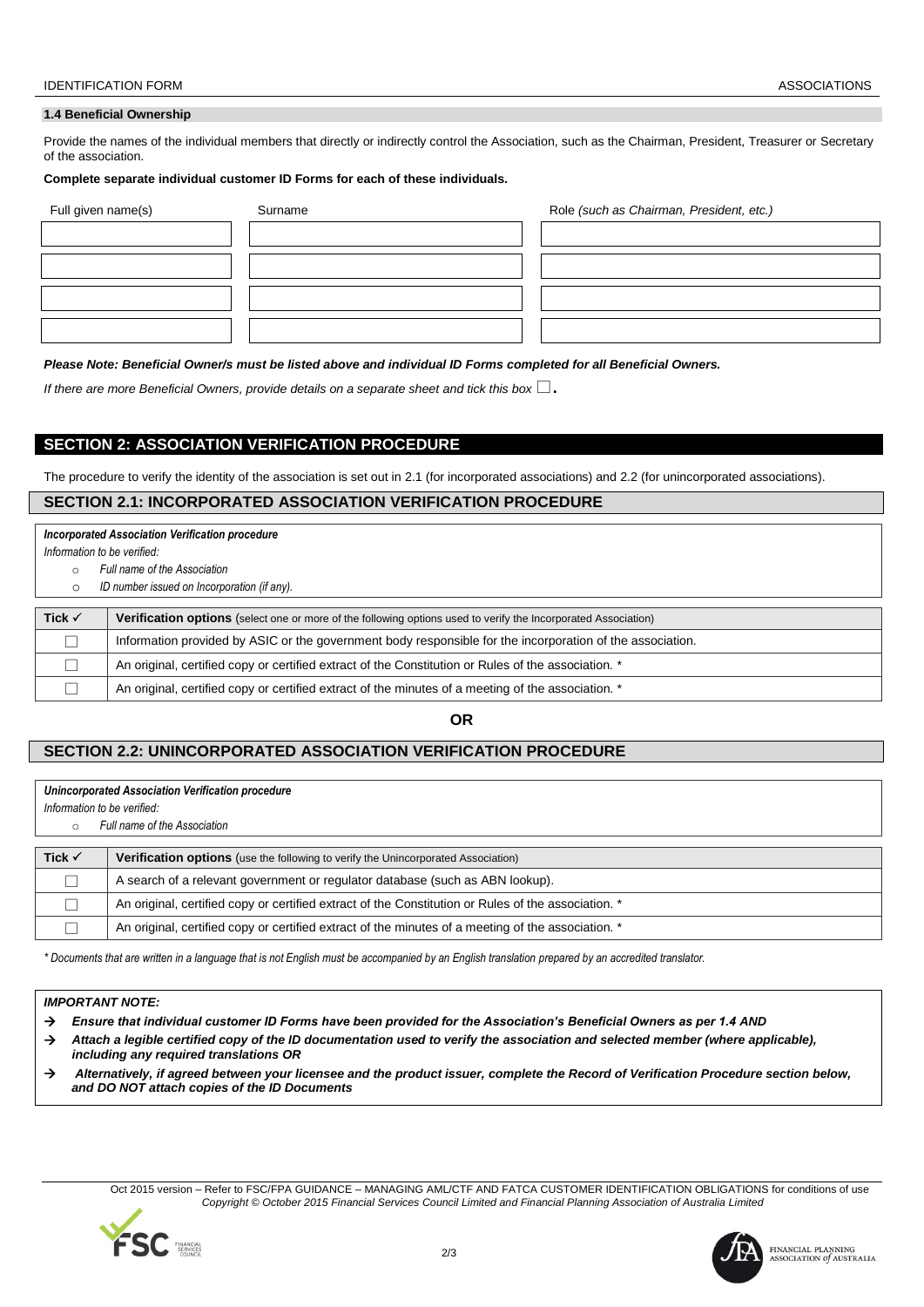### 1.4 Beneficial Ownership

Provide the names of the individual members that directly or indirectly control the Association, such as the Chairman, President, Treasurer or Secretary of the association.

**Complete separate individual customer ID Forms for each of these individuals.**

| Full given name(s) | Surname | Role *(such as Chairman, President, etc.)* |
|---|---|---|
| | | |
| | | |
| | | |
| | | |

***Please Note: Beneficial Owner/s must be listed above and individual ID Forms completed for all Beneficial Owners.***

*If there are more Beneficial Owners, provide details on a separate sheet and tick this box* ☐.

## SECTION 2: ASSOCIATION VERIFICATION PROCEDURE

The procedure to verify the identity of the association is set out in 2.1 (for incorporated associations) and 2.2 (for unincorporated associations).

### SECTION 2.1: INCORPORATED ASSOCIATION VERIFICATION PROCEDURE

***Incorporated Association Verification procedure***

*Information to be verified:*

- *Full name of the Association*
- *ID number issued on Incorporation (if any).*

| Tick ✓ | **Verification options** (select one or more of the following options used to verify the Incorporated Association) |
|---|---|
| ☐ | Information provided by ASIC or the government body responsible for the incorporation of the association. |
| ☐ | An original, certified copy or certified extract of the Constitution or Rules of the association. * |
| ☐ | An original, certified copy or certified extract of the minutes of a meeting of the association. * |

**OR**

### SECTION 2.2: UNINCORPORATED ASSOCIATION VERIFICATION PROCEDURE

***Unincorporated Association Verification procedure***

*Information to be verified:*

- *Full name of the Association*

| Tick ✓ | **Verification options** (use the following to verify the Unincorporated Association) |
|---|---|
| ☐ | A search of a relevant government or regulator database (such as ABN lookup). |
| ☐ | An original, certified copy or certified extract of the Constitution or Rules of the association. * |
| ☐ | An original, certified copy or certified extract of the minutes of a meeting of the association. * |

*\* Documents that are written in a language that is not English must be accompanied by an English translation prepared by an accredited translator.*

***IMPORTANT NOTE:***

- → ***Ensure that individual customer ID Forms have been provided for the Association's Beneficial Owners as per 1.4 AND***
- → ***Attach a legible certified copy of the ID documentation used to verify the association and selected member (where applicable), including any required translations OR***
- → ***Alternatively, if agreed between your licensee and the product issuer, complete the Record of Verification Procedure section below, and DO NOT attach copies of the ID Documents***

Oct 2015 version – Refer to FSC/FPA GUIDANCE – MANAGING AML/CTF AND FATCA CUSTOMER IDENTIFICATION OBLIGATIONS for conditions of use
*Copyright © October 2015 Financial Services Council Limited and Financial Planning Association of Australia Limited*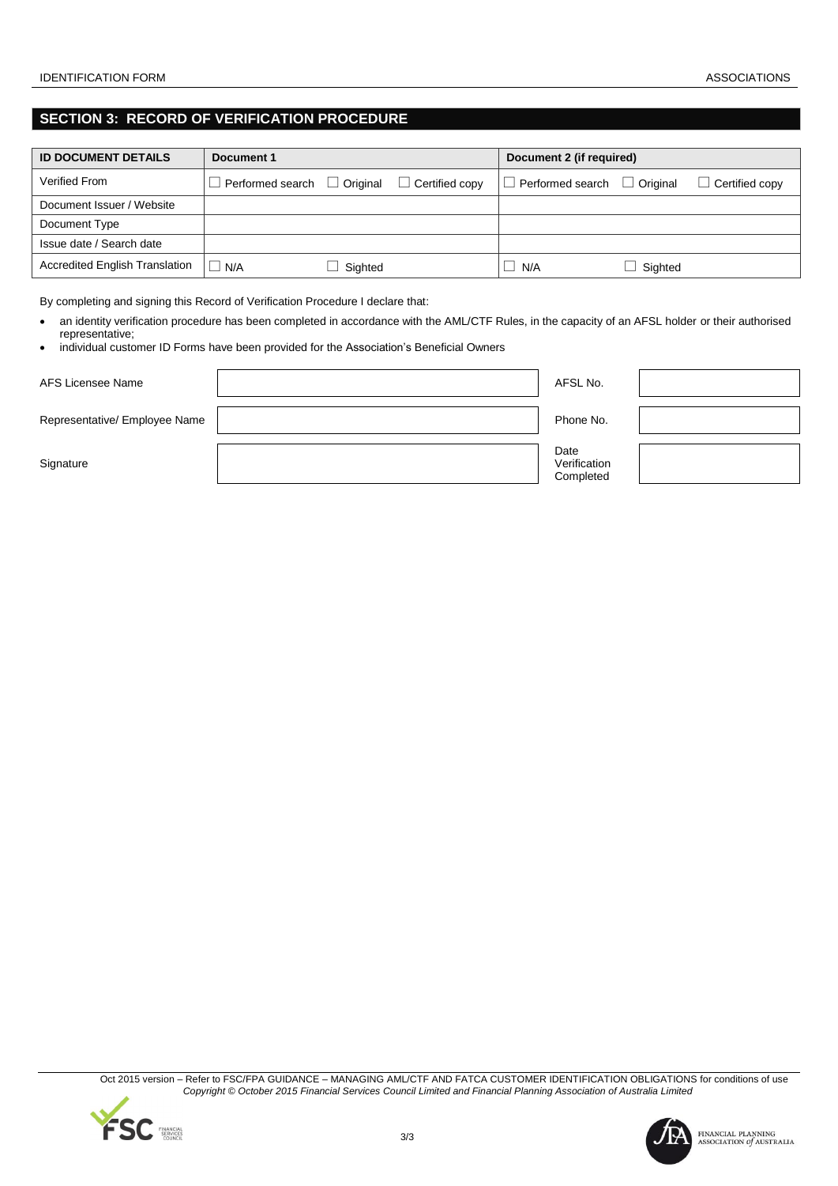## SECTION 3: RECORD OF VERIFICATION PROCEDURE

| ID DOCUMENT DETAILS | Document 1 | Document 2 (if required) |
|---|---|---|
| Verified From | ☐ Performed search ☐ Original ☐ Certified copy | ☐ Performed search ☐ Original ☐ Certified copy |
| Document Issuer / Website | | |
| Document Type | | |
| Issue date / Search date | | |
| Accredited English Translation | ☐ N/A ☐ Sighted | ☐ N/A ☐ Sighted |

By completing and signing this Record of Verification Procedure I declare that:

- an identity verification procedure has been completed in accordance with the AML/CTF Rules, in the capacity of an AFSL holder or their authorised representative;
- individual customer ID Forms have been provided for the Association's Beneficial Owners

| | | | |
|---|---|---|---|
| AFS Licensee Name | | AFSL No. | |
| Representative/ Employee Name | | Phone No. | |
| Signature | | Date Verification Completed | |

Oct 2015 version – Refer to FSC/FPA GUIDANCE – MANAGING AML/CTF AND FATCA CUSTOMER IDENTIFICATION OBLIGATIONS for conditions of use
*Copyright © October 2015 Financial Services Council Limited and Financial Planning Association of Australia Limited*